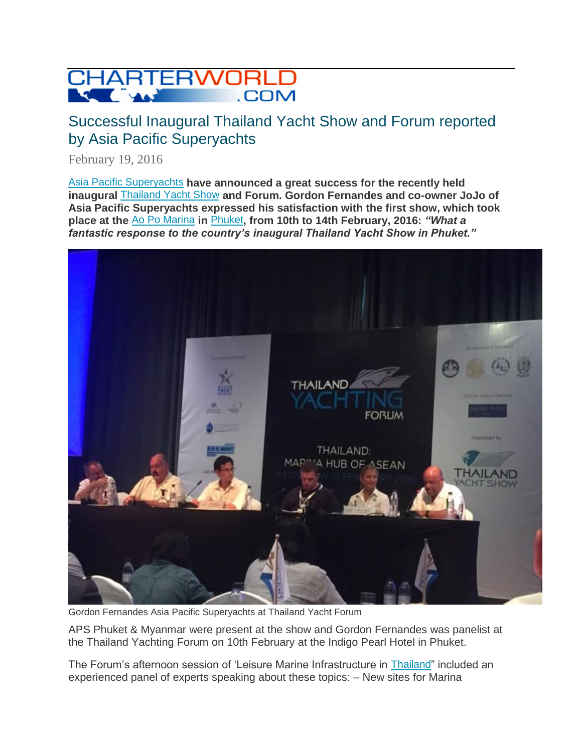CHARTERWORLD.COM

# Successful Inaugural Thailand Yacht Show and Forum reported by Asia Pacific Superyachts

February 19, 2016

**Asia Pacific Superyachts have announced a great success for the recently held inaugural Thailand Yacht Show and Forum. Gordon Fernandes and co-owner JoJo of Asia Pacific Superyachts expressed his satisfaction with the first show, which took place at the Ao Po Marina in Phuket, from 10th to 14th February, 2016:** ***"What a fantastic response to the country's inaugural Thailand Yacht Show in Phuket."***

Gordon Fernandes Asia Pacific Superyachts at Thailand Yacht Forum

APS Phuket & Myanmar were present at the show and Gordon Fernandes was panelist at the Thailand Yachting Forum on 10th February at the Indigo Pearl Hotel in Phuket.

The Forum's afternoon session of 'Leisure Marine Infrastructure in Thailand" included an experienced panel of experts speaking about these topics: – New sites for Marina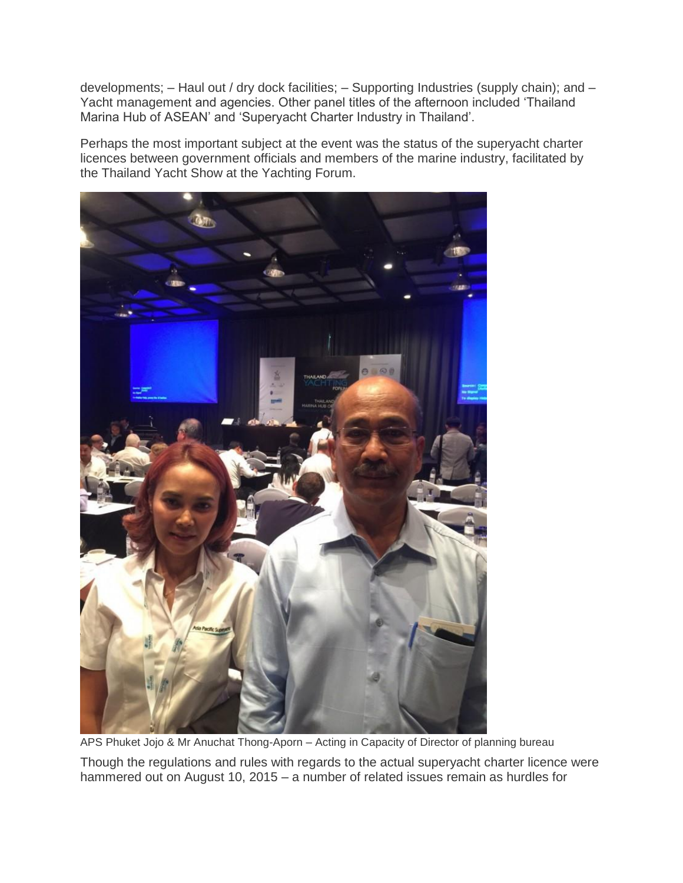developments; – Haul out / dry dock facilities; – Supporting Industries (supply chain); and – Yacht management and agencies. Other panel titles of the afternoon included 'Thailand Marina Hub of ASEAN' and 'Superyacht Charter Industry in Thailand'.

Perhaps the most important subject at the event was the status of the superyacht charter licences between government officials and members of the marine industry, facilitated by the Thailand Yacht Show at the Yachting Forum.

APS Phuket Jojo & Mr Anuchat Thong-Aporn – Acting in Capacity of Director of planning bureau

Though the regulations and rules with regards to the actual superyacht charter licence were hammered out on August 10, 2015 – a number of related issues remain as hurdles for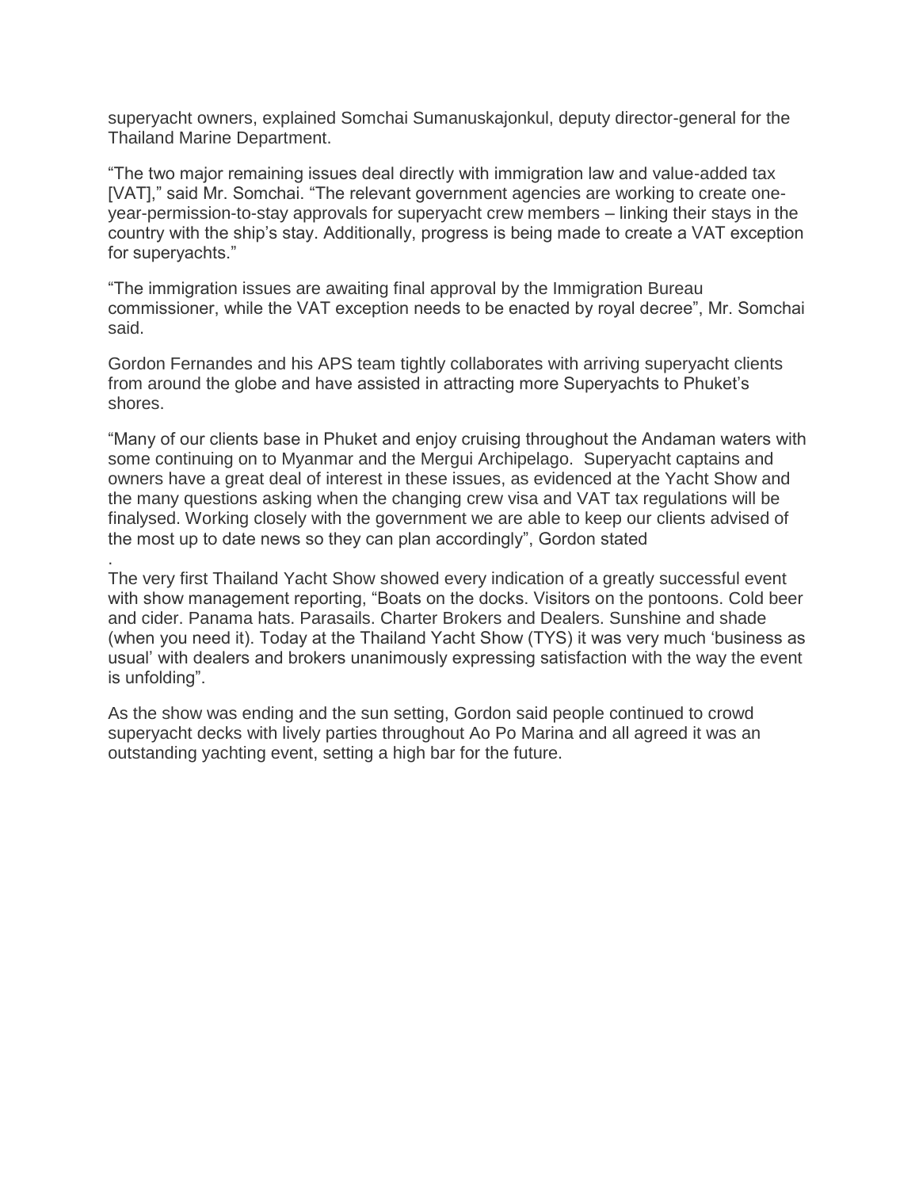superyacht owners, explained Somchai Sumanuskajonkul, deputy director-general for the Thailand Marine Department.

"The two major remaining issues deal directly with immigration law and value-added tax [VAT]," said Mr. Somchai. "The relevant government agencies are working to create one-year-permission-to-stay approvals for superyacht crew members – linking their stays in the country with the ship's stay. Additionally, progress is being made to create a VAT exception for superyachts."

"The immigration issues are awaiting final approval by the Immigration Bureau commissioner, while the VAT exception needs to be enacted by royal decree", Mr. Somchai said.

Gordon Fernandes and his APS team tightly collaborates with arriving superyacht clients from around the globe and have assisted in attracting more Superyachts to Phuket's shores.

"Many of our clients base in Phuket and enjoy cruising throughout the Andaman waters with some continuing on to Myanmar and the Mergui Archipelago. Superyacht captains and owners have a great deal of interest in these issues, as evidenced at the Yacht Show and the many questions asking when the changing crew visa and VAT tax regulations will be finalysed. Working closely with the government we are able to keep our clients advised of the most up to date news so they can plan accordingly", Gordon stated

.
The very first Thailand Yacht Show showed every indication of a greatly successful event with show management reporting, "Boats on the docks. Visitors on the pontoons. Cold beer and cider. Panama hats. Parasails. Charter Brokers and Dealers. Sunshine and shade (when you need it). Today at the Thailand Yacht Show (TYS) it was very much 'business as usual' with dealers and brokers unanimously expressing satisfaction with the way the event is unfolding".

As the show was ending and the sun setting, Gordon said people continued to crowd superyacht decks with lively parties throughout Ao Po Marina and all agreed it was an outstanding yachting event, setting a high bar for the future.